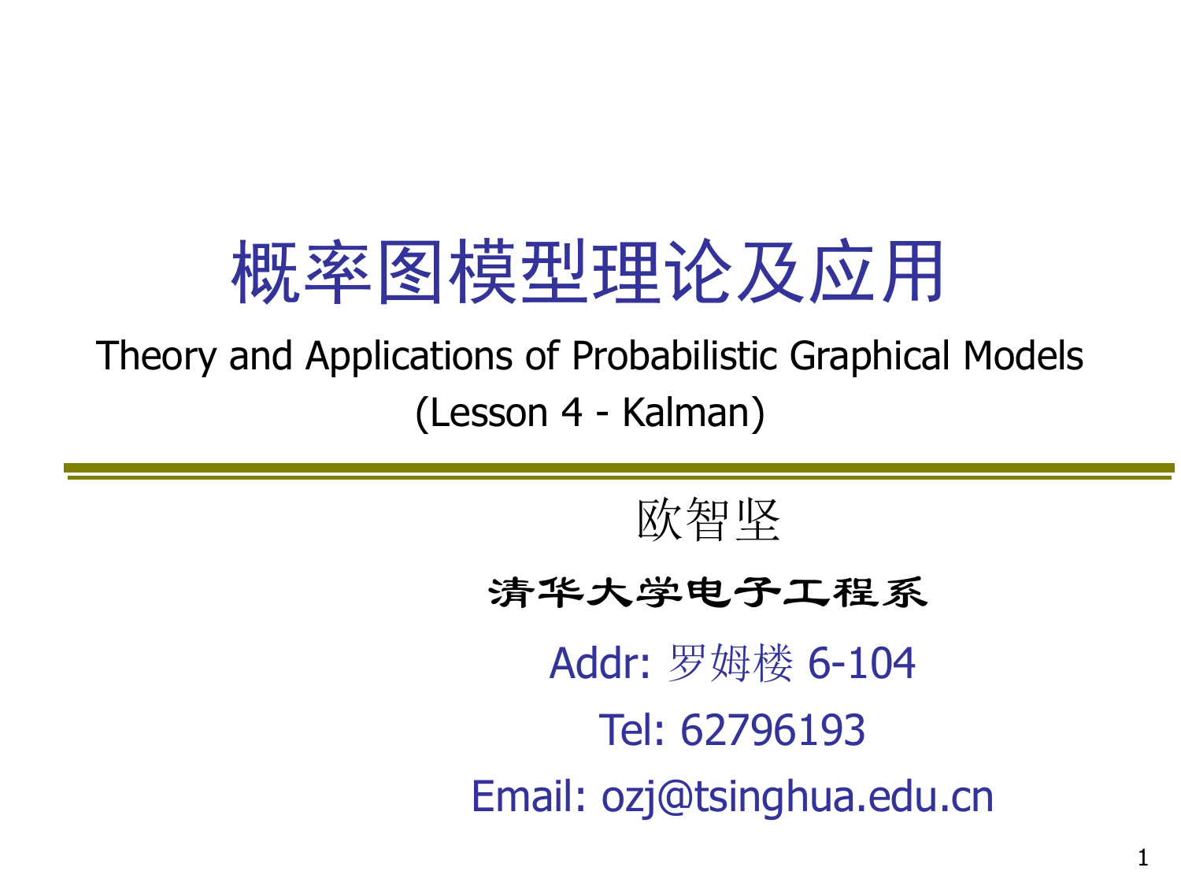# 概率图模型理论及应用

Theory and Applications of Probabilistic Graphical Models

(Lesson 4 - Kalman)

欧智坚

**清华大学电子工程系**

Addr: 罗姆楼 6-104

Tel: 62796193

Email: ozj@tsinghua.edu.cn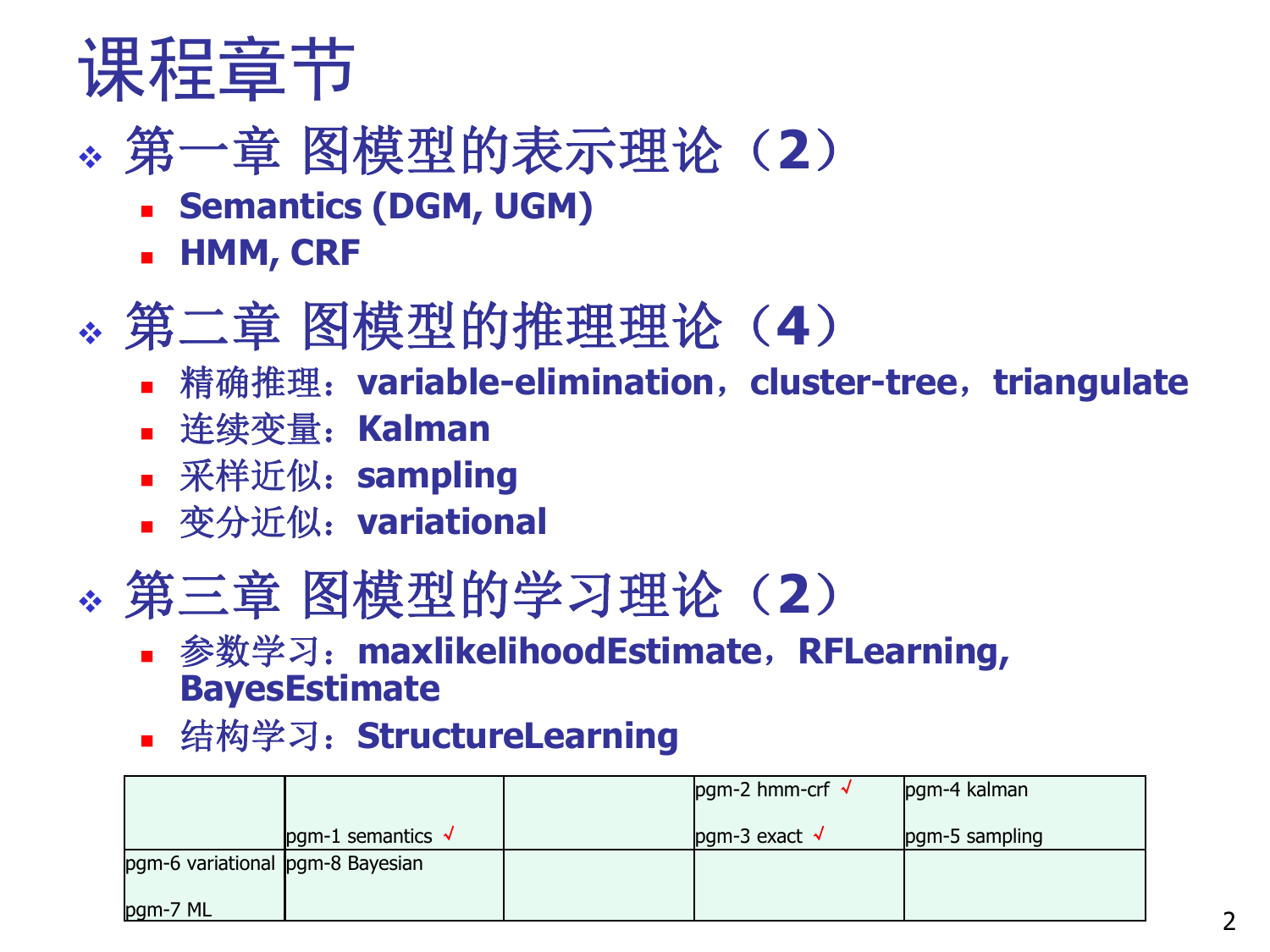# 课程章节

- 第一章 图模型的表示理论（**2**）
  - **Semantics (DGM, UGM)**
  - **HMM, CRF**
- 第二章 图模型的推理理论（**4**）
  - 精确推理：**variable-elimination**，**cluster-tree**，**triangulate**
  - 连续变量：**Kalman**
  - 采样近似：**sampling**
  - 变分近似：**variational**
- 第三章 图模型的学习理论（**2**）
  - 参数学习：**maxlikelihoodEstimate**，**RFLearning, BayesEstimate**
  - 结构学习：**StructureLearning**

| | | | | |
|---|---|---|---|---|
| | pgm-1 semantics √ | | pgm-2 hmm-crf √<br>pgm-3 exact √ | pgm-4 kalman<br>pgm-5 sampling |
| pgm-6 variational<br>pgm-7 ML | pgm-8 Bayesian | | | |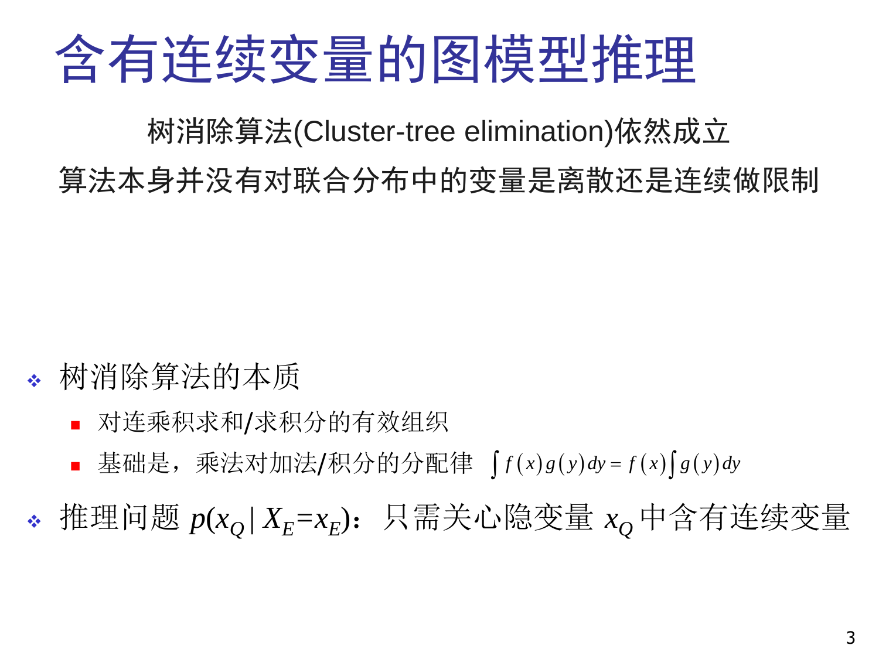# 含有连续变量的图模型推理

树消除算法(Cluster-tree elimination)依然成立

算法本身并没有对联合分布中的变量是离散还是连续做限制

- 树消除算法的本质
  - 对连乘积求和/求积分的有效组织
  - 基础是，乘法对加法/积分的分配律 $\int f(x)g(y)dy = f(x)\int g(y)dy$
- 推理问题 $p(x_Q \mid X_E = x_E)$：只需关心隐变量 $x_Q$ 中含有连续变量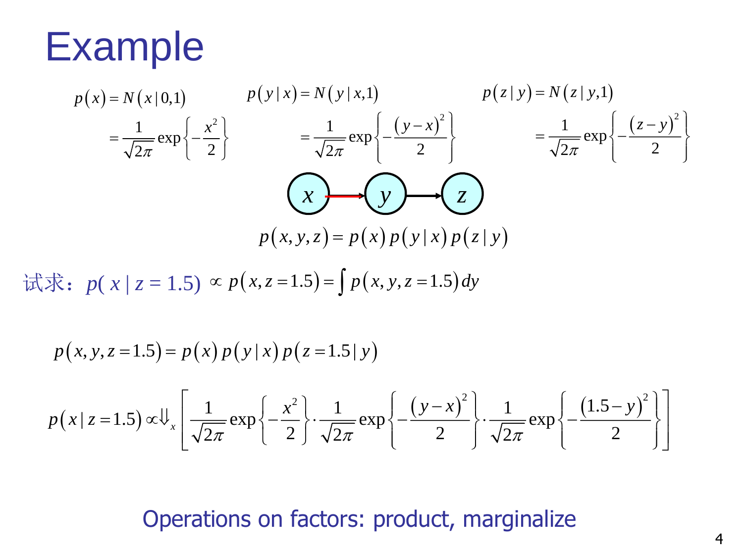# Example

$$p(x) = N(x \mid 0,1) = \frac{1}{\sqrt{2\pi}} \exp\left\{-\frac{x^2}{2}\right\}$$

$$p(y \mid x) = N(y \mid x,1) = \frac{1}{\sqrt{2\pi}} \exp\left\{-\frac{(y-x)^2}{2}\right\}$$

$$p(z \mid y) = N(z \mid y,1) = \frac{1}{\sqrt{2\pi}} \exp\left\{-\frac{(z-y)^2}{2}\right\}$$

$x \rightarrow y \rightarrow z$

$$p(x,y,z) = p(x)\,p(y \mid x)\,p(z \mid y)$$

试求：$p(x \mid z = 1.5) \propto p(x, z = 1.5) = \int p(x, y, z = 1.5)\, dy$

$$p(x, y, z = 1.5) = p(x)\,p(y \mid x)\,p(z = 1.5 \mid y)$$

$$p(x \mid z = 1.5) \propto \Downarrow_x \left[\frac{1}{\sqrt{2\pi}} \exp\left\{-\frac{x^2}{2}\right\} \cdot \frac{1}{\sqrt{2\pi}} \exp\left\{-\frac{(y-x)^2}{2}\right\} \cdot \frac{1}{\sqrt{2\pi}} \exp\left\{-\frac{(1.5-y)^2}{2}\right\}\right]$$

Operations on factors: product, marginalize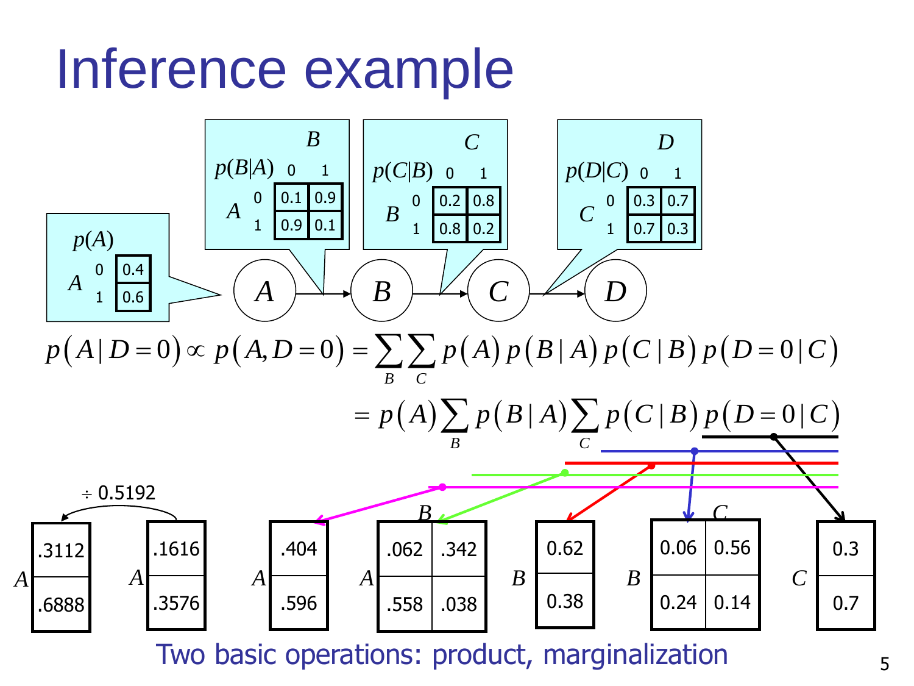# Inference example

$p(A)$

| $A$ | |
|---|---|
| 0 | 0.4 |
| 1 | 0.6 |

$p(B|A)$

| $A$ \ $B$ | 0 | 1 |
|---|---|---|
| 0 | 0.1 | 0.9 |
| 1 | 0.9 | 0.1 |

$p(C|B)$

| $B$ \ $C$ | 0 | 1 |
|---|---|---|
| 0 | 0.2 | 0.8 |
| 1 | 0.8 | 0.2 |

$p(D|C)$

| $C$ \ $D$ | 0 | 1 |
|---|---|---|
| 0 | 0.3 | 0.7 |
| 1 | 0.7 | 0.3 |

$A \rightarrow B \rightarrow C \rightarrow D$

$$p(A \mid D=0) \propto p(A, D=0) = \sum_B \sum_C p(A)\, p(B \mid A)\, p(C \mid B)\, p(D=0 \mid C)$$

$$= p(A) \sum_B p(B \mid A) \sum_C p(C \mid B)\, p(D=0 \mid C)$$

$\div\ 0.5192$

| $A$ | |
|---|---|
| | .3112 |
| | .6888 |

| $A$ | |
|---|---|
| | .1616 |
| | .3576 |

| $A$ | |
|---|---|
| | .404 |
| | .596 |

| $A$ \ $B$ | | |
|---|---|---|
| | .062 | .342 |
| | .558 | .038 |

| $B$ | |
|---|---|
| | 0.62 |
| | 0.38 |

| $B$ \ $C$ | | |
|---|---|---|
| | 0.06 | 0.56 |
| | 0.24 | 0.14 |

| $C$ | |
|---|---|
| | 0.3 |
| | 0.7 |

Two basic operations: product, marginalization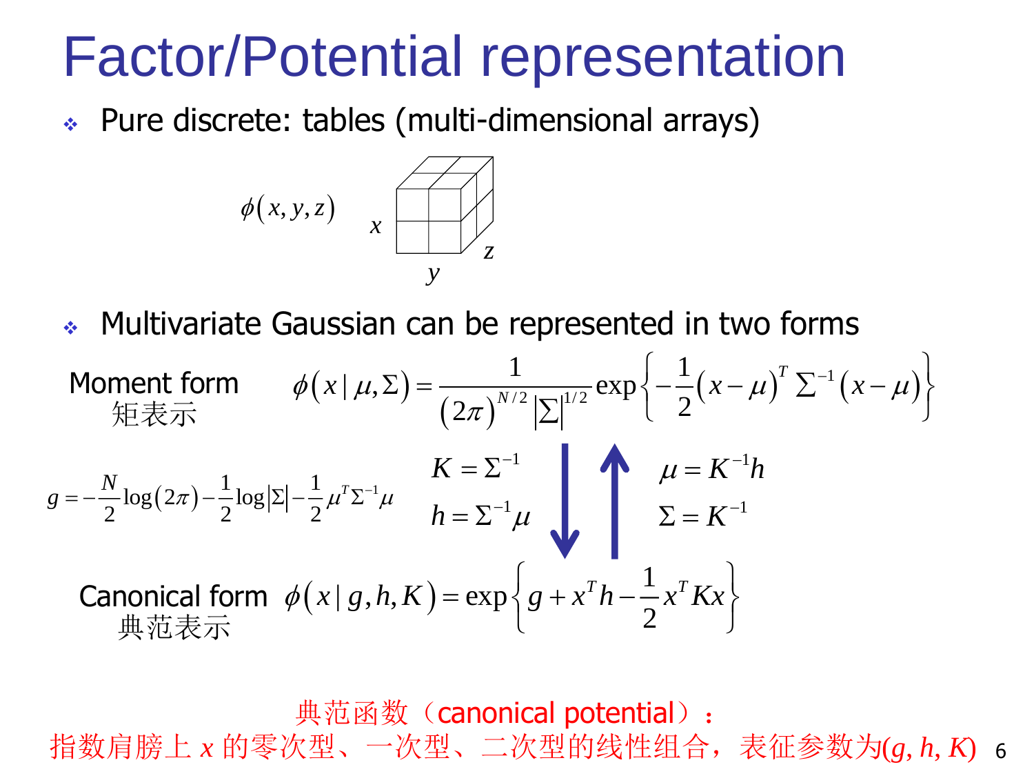# Factor/Potential representation

- Pure discrete: tables (multi-dimensional arrays)

$\phi(x, y, z)$

$x$ $y$ $z$

- Multivariate Gaussian can be represented in two forms

Moment form
矩表示

$$\phi(x \mid \mu, \Sigma) = \frac{1}{(2\pi)^{N/2} |\Sigma|^{1/2}} \exp\left\{ -\frac{1}{2}(x-\mu)^T \Sigma^{-1} (x-\mu) \right\}$$

$$g = -\frac{N}{2}\log(2\pi) - \frac{1}{2}\log|\Sigma| - \frac{1}{2}\mu^T \Sigma^{-1} \mu$$

$$K = \Sigma^{-1}$$

$$h = \Sigma^{-1}\mu$$

$$\mu = K^{-1}h$$

$$\Sigma = K^{-1}$$

Canonical form
典范表示

$$\phi(x \mid g, h, K) = \exp\left\{ g + x^T h - \frac{1}{2} x^T K x \right\}$$

典范函数（canonical potential）：
指数肩膀上 $x$ 的零次型、一次型、二次型的线性组合，表征参数为$(g, h, K)$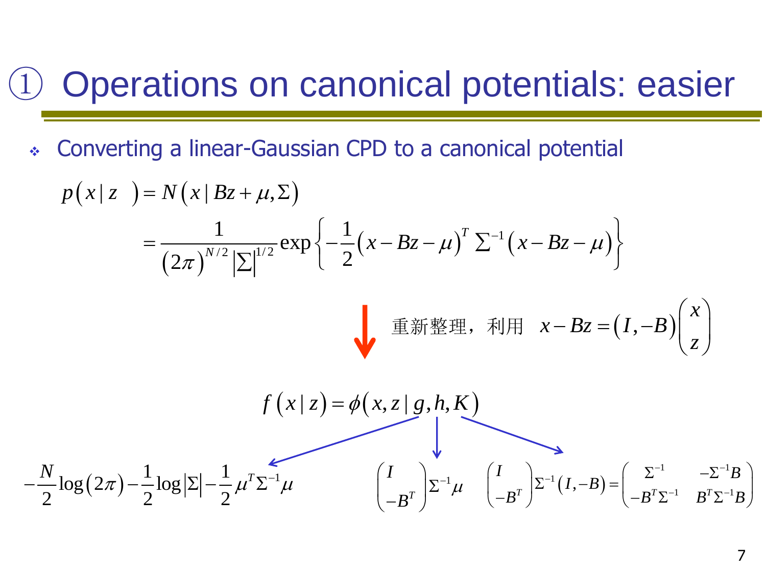# ① Operations on canonical potentials: easier

- Converting a linear-Gaussian CPD to a canonical potential

$$
\begin{aligned}
p(x \mid z) &= N(x \mid Bz + \mu, \Sigma) \\
&= \frac{1}{(2\pi)^{N/2} |\Sigma|^{1/2}} \exp\left\{ -\frac{1}{2}(x - Bz - \mu)^T \Sigma^{-1} (x - Bz - \mu) \right\}
\end{aligned}
$$

↓ 重新整理，利用 $x - Bz = (I, -B)\begin{pmatrix} x \\ z \end{pmatrix}$

$$
f(x \mid z) = \phi(x, z \mid g, h, K)
$$

$$
g = -\frac{N}{2}\log(2\pi) - \frac{1}{2}\log|\Sigma| - \frac{1}{2}\mu^T \Sigma^{-1} \mu
$$

$$
h = \begin{pmatrix} I \\ -B^T \end{pmatrix} \Sigma^{-1} \mu
$$

$$
K = \begin{pmatrix} I \\ -B^T \end{pmatrix} \Sigma^{-1} (I, -B) = \begin{pmatrix} \Sigma^{-1} & -\Sigma^{-1} B \\ -B^T \Sigma^{-1} & B^T \Sigma^{-1} B \end{pmatrix}
$$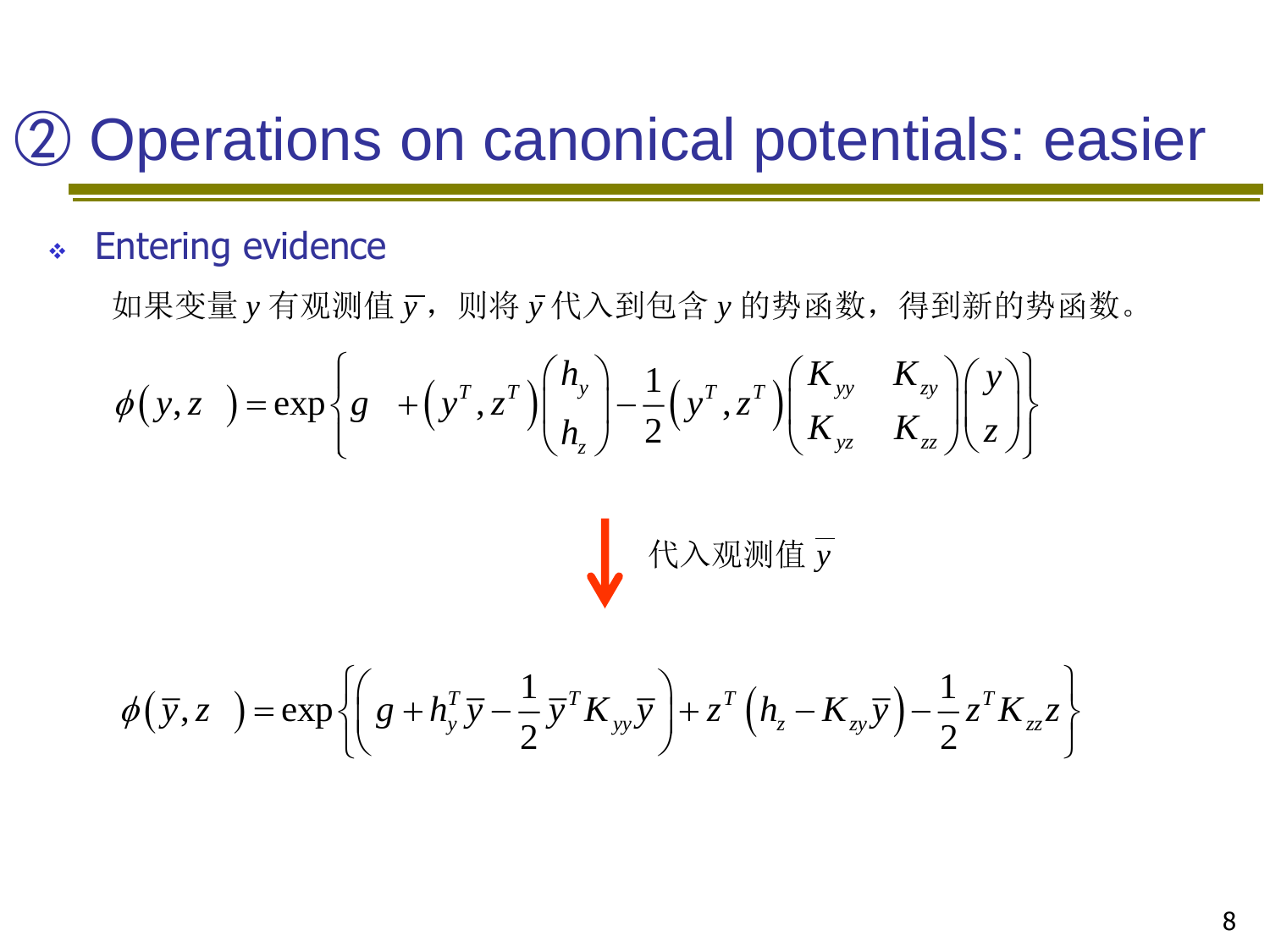# ② Operations on canonical potentials: easier

- Entering evidence

如果变量 $y$ 有观测值 $\bar{y}$，则将 $\bar{y}$ 代入到包含 $y$ 的势函数，得到新的势函数。

$$\phi(y,z)=\exp\left\{g+\left(y^T,z^T\right)\begin{pmatrix}h_y\\ h_z\end{pmatrix}-\frac{1}{2}\left(y^T,z^T\right)\begin{pmatrix}K_{yy} & K_{zy}\\ K_{yz} & K_{zz}\end{pmatrix}\begin{pmatrix}y\\ z\end{pmatrix}\right\}$$

↓ 代入观测值 $\bar{y}$

$$\phi(\bar{y},z)=\exp\left\{\left(g+h_y^T\bar{y}-\frac{1}{2}\bar{y}^TK_{yy}\bar{y}\right)+z^T\left(h_z-K_{zy}\bar{y}\right)-\frac{1}{2}z^TK_{zz}z\right\}$$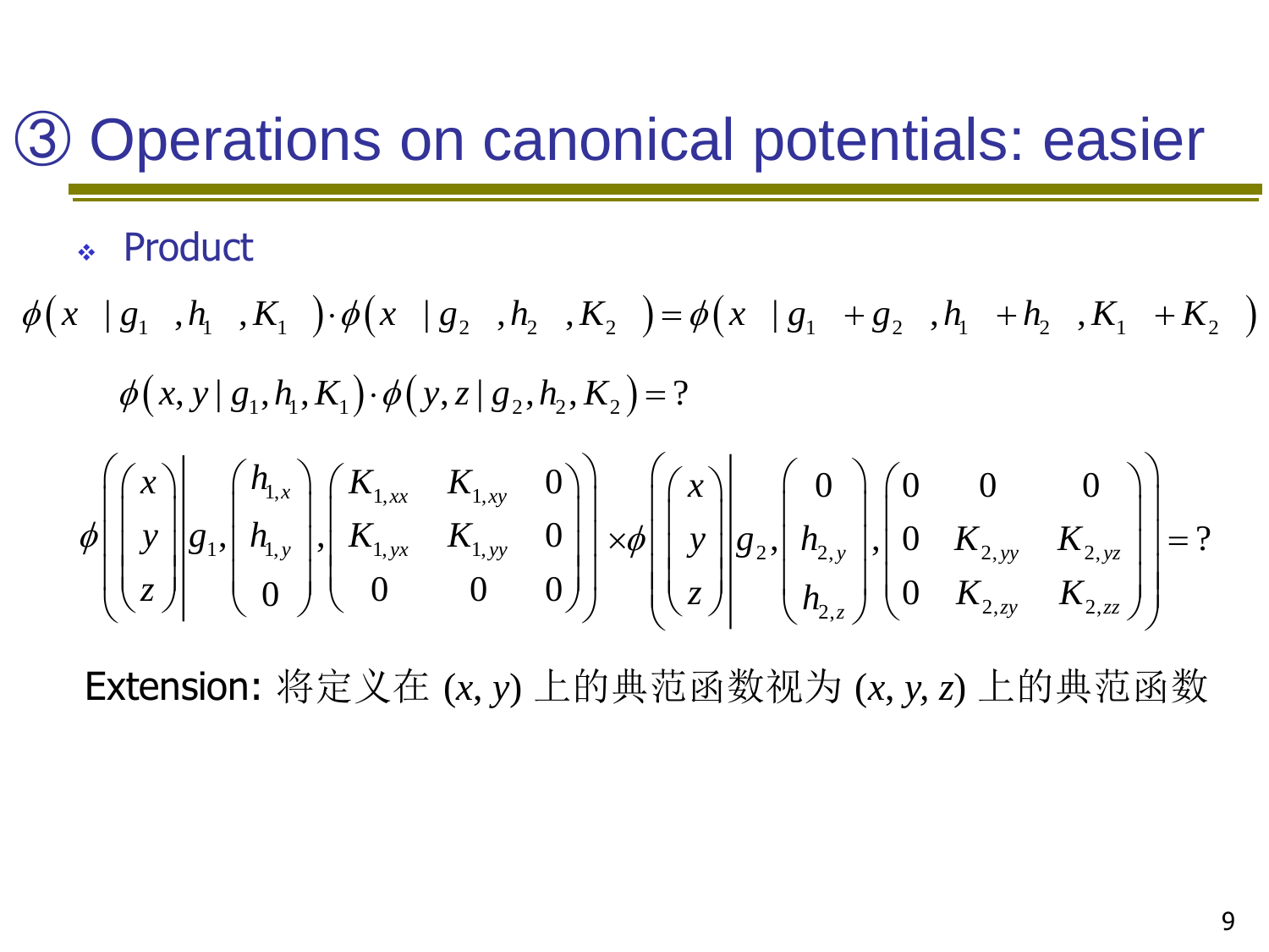# ③ Operations on canonical potentials: easier

- Product

$$\phi(x \mid g_1, h_1, K_1) \cdot \phi(x \mid g_2, h_2, K_2) = \phi(x \mid g_1 + g_2, h_1 + h_2, K_1 + K_2)$$

$$\phi(x, y \mid g_1, h_1, K_1) \cdot \phi(y, z \mid g_2, h_2, K_2) = ?$$

$$\phi\left(\begin{pmatrix} x \\ y \\ z \end{pmatrix} \middle| g_1, \begin{pmatrix} h_{1,x} \\ h_{1,y} \\ 0 \end{pmatrix}, \begin{pmatrix} K_{1,xx} & K_{1,xy} & 0 \\ K_{1,yx} & K_{1,yy} & 0 \\ 0 & 0 & 0 \end{pmatrix}\right) \times \phi\left(\begin{pmatrix} x \\ y \\ z \end{pmatrix} \middle| g_2, \begin{pmatrix} 0 \\ h_{2,y} \\ h_{2,z} \end{pmatrix}, \begin{pmatrix} 0 & 0 & 0 \\ 0 & K_{2,yy} & K_{2,yz} \\ 0 & K_{2,zy} & K_{2,zz} \end{pmatrix}\right) = ?$$

Extension: 将定义在 $(x, y)$ 上的典范函数视为 $(x, y, z)$ 上的典范函数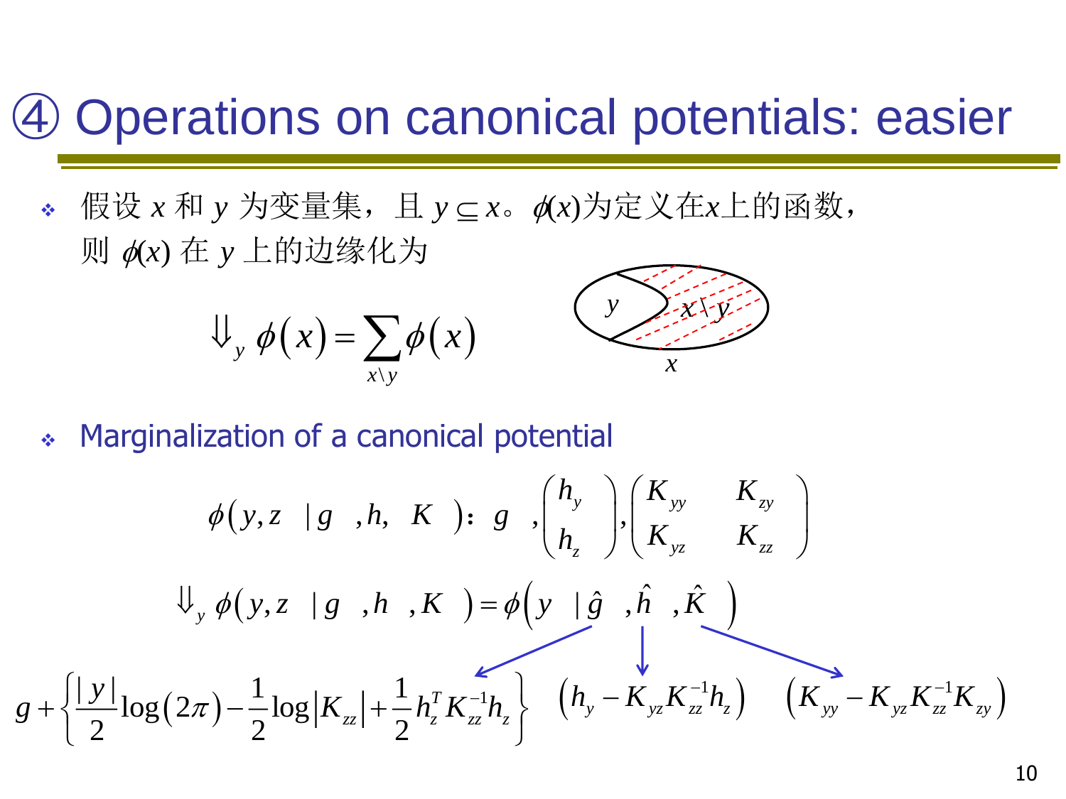# ④ Operations on canonical potentials: easier

- 假设 $x$ 和 $y$ 为变量集，且 $y \subseteq x$。$\phi(x)$为定义在$x$上的函数，则 $\phi(x)$ 在 $y$ 上的边缘化为

$$\Downarrow_y \phi(x) = \sum_{x \setminus y} \phi(x)$$

$y$ $\quad x \setminus y$ $\quad x$

- Marginalization of a canonical potential

$$\phi(y,z \mid g, h, K): \; g, \begin{pmatrix} h_y \\ h_z \end{pmatrix}, \begin{pmatrix} K_{yy} & K_{zy} \\ K_{yz} & K_{zz} \end{pmatrix}$$

$$\Downarrow_y \phi(y,z \mid g, h, K) = \phi\left(y \mid \hat{g}, \hat{h}, \hat{K}\right)$$

$$g + \left\{ \frac{|y|}{2} \log(2\pi) - \frac{1}{2} \log|K_{zz}| + \frac{1}{2} h_z^T K_{zz}^{-1} h_z \right\} \quad \left(h_y - K_{yz} K_{zz}^{-1} h_z\right) \quad \left(K_{yy} - K_{yz} K_{zz}^{-1} K_{zy}\right)$$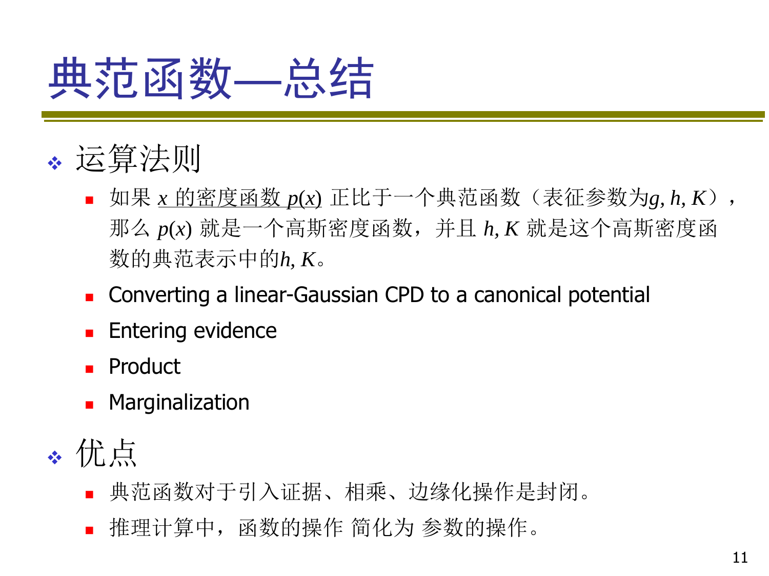# 典范函数—总结

- 运算法则
  - 如果 $x$ 的密度函数 $p(x)$ 正比于一个典范函数（表征参数为$g, h, K$），那么 $p(x)$ 就是一个高斯密度函数，并且 $h, K$ 就是这个高斯密度函数的典范表示中的$h, K$。
  - Converting a linear-Gaussian CPD to a canonical potential
  - Entering evidence
  - Product
  - Marginalization
- 优点
  - 典范函数对于引入证据、相乘、边缘化操作是封闭。
  - 推理计算中，函数的操作 简化为 参数的操作。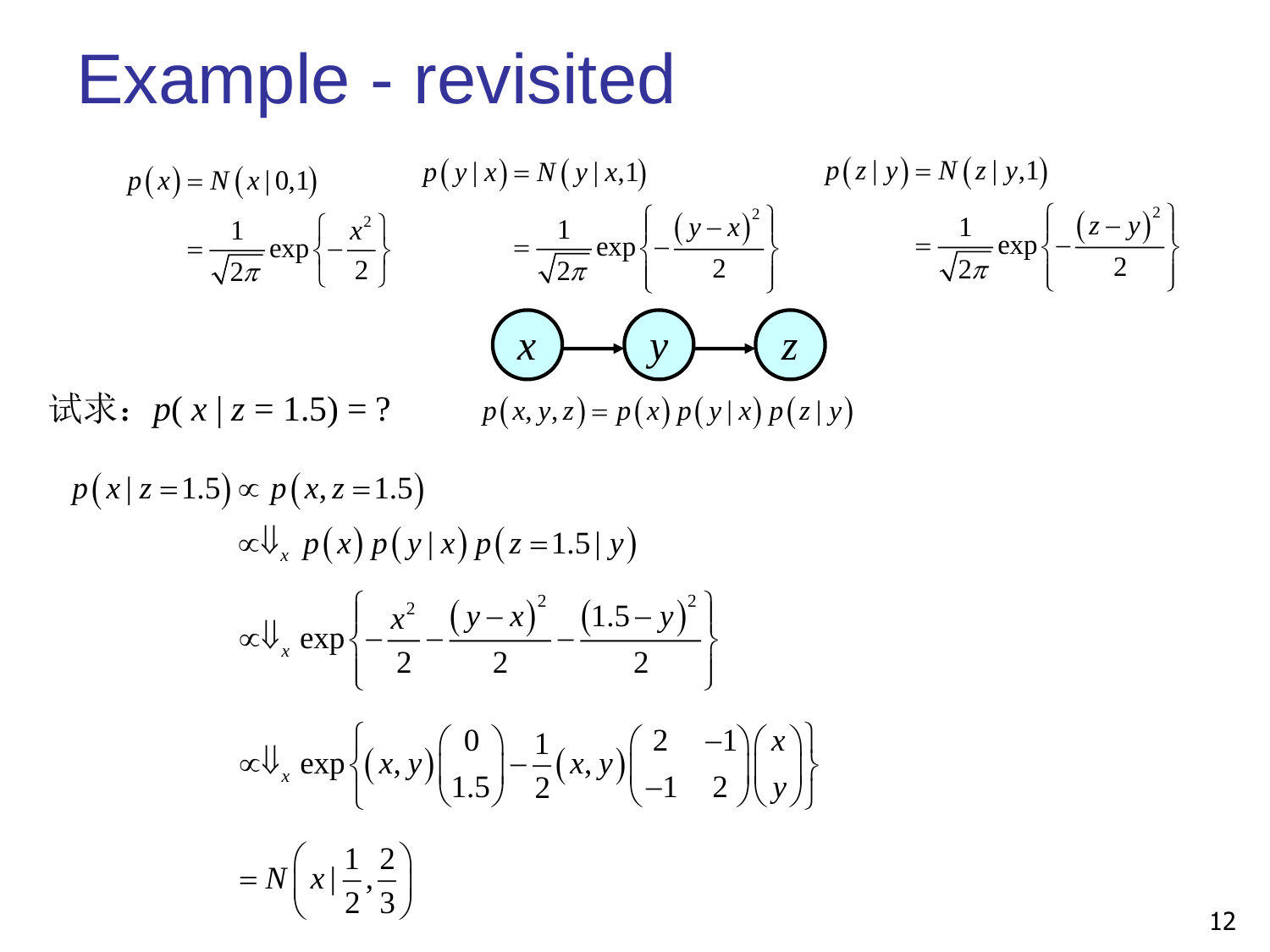# Example - revisited

$$p(x) = N(x \mid 0,1) = \frac{1}{\sqrt{2\pi}} \exp\left\{-\frac{x^2}{2}\right\}$$

$$p(y \mid x) = N(y \mid x,1) = \frac{1}{\sqrt{2\pi}} \exp\left\{-\frac{(y-x)^2}{2}\right\}$$

$$p(z \mid y) = N(z \mid y,1) = \frac{1}{\sqrt{2\pi}} \exp\left\{-\frac{(z-y)^2}{2}\right\}$$

$x \rightarrow y \rightarrow z$

$$p(x,y,z) = p(x)\,p(y \mid x)\,p(z \mid y)$$

试求：$p( x \mid z = 1.5) = ?$

$$p(x \mid z = 1.5) \propto p(x, z = 1.5)$$

$$\propto \Downarrow_x \; p(x)\,p(y \mid x)\,p(z = 1.5 \mid y)$$

$$\propto \Downarrow_x \; \exp\left\{-\frac{x^2}{2} - \frac{(y-x)^2}{2} - \frac{(1.5-y)^2}{2}\right\}$$

$$\propto \Downarrow_x \; \exp\left\{(x,y)\begin{pmatrix} 0 \\ 1.5 \end{pmatrix} - \frac{1}{2}(x,y)\begin{pmatrix} 2 & -1 \\ -1 & 2 \end{pmatrix}\begin{pmatrix} x \\ y \end{pmatrix}\right\}$$

$$= N\left(x \mid \frac{1}{2}, \frac{2}{3}\right)$$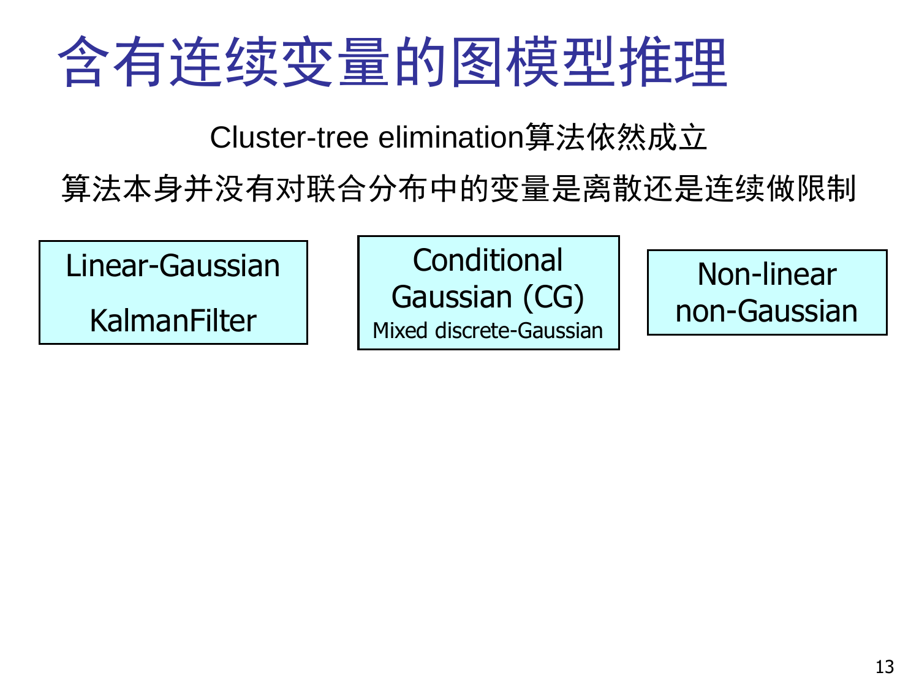# 含有连续变量的图模型推理

Cluster-tree elimination算法依然成立

算法本身并没有对联合分布中的变量是离散还是连续做限制

Linear-Gaussian

KalmanFilter

Conditional Gaussian (CG)

Mixed discrete-Gaussian

Non-linear non-Gaussian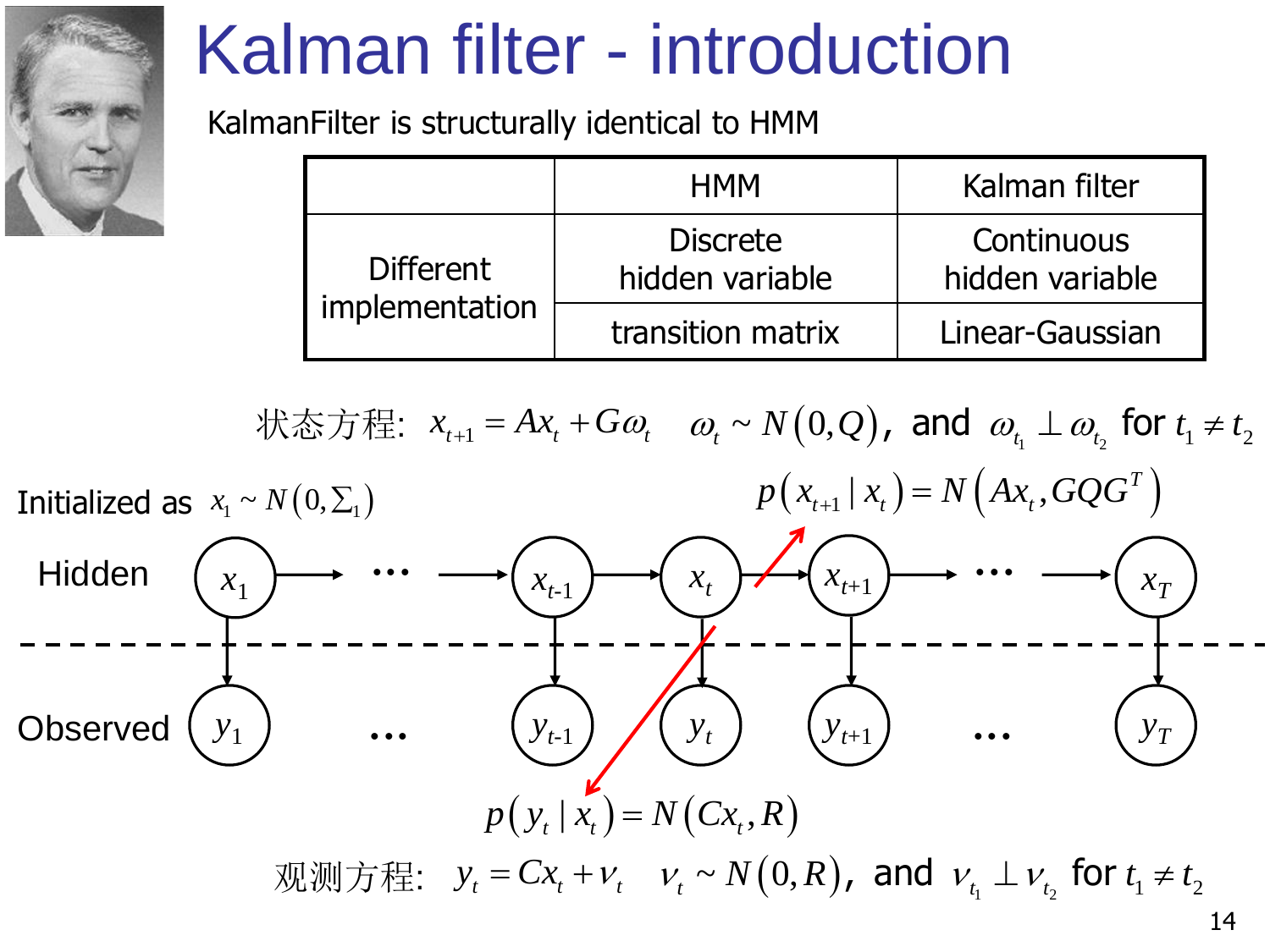# Kalman filter - introduction

KalmanFilter is structurally identical to HMM

| | HMM | Kalman filter |
|---|---|---|
| Different implementation | Discrete hidden variable | Continuous hidden variable |
| | transition matrix | Linear-Gaussian |

状态方程: $x_{t+1} = Ax_t + G\omega_t \quad \omega_t \sim N(0, Q)$, and $\omega_{t_1} \perp \omega_{t_2}$ for $t_1 \neq t_2$

$p(x_{t+1} \mid x_t) = N(Ax_t, GQG^T)$

Initialized as $x_1 \sim N(0, \Sigma_1)$

Hidden: $x_1 \rightarrow \cdots \rightarrow x_{t-1} \rightarrow x_t \rightarrow x_{t+1} \rightarrow \cdots \rightarrow x_T$

Observed: $y_1 \quad \cdots \quad y_{t-1} \quad y_t \quad y_{t+1} \quad \cdots \quad y_T$

$p(y_t \mid x_t) = N(Cx_t, R)$

观测方程: $y_t = Cx_t + \nu_t \quad \nu_t \sim N(0, R)$, and $\nu_{t_1} \perp \nu_{t_2}$ for $t_1 \neq t_2$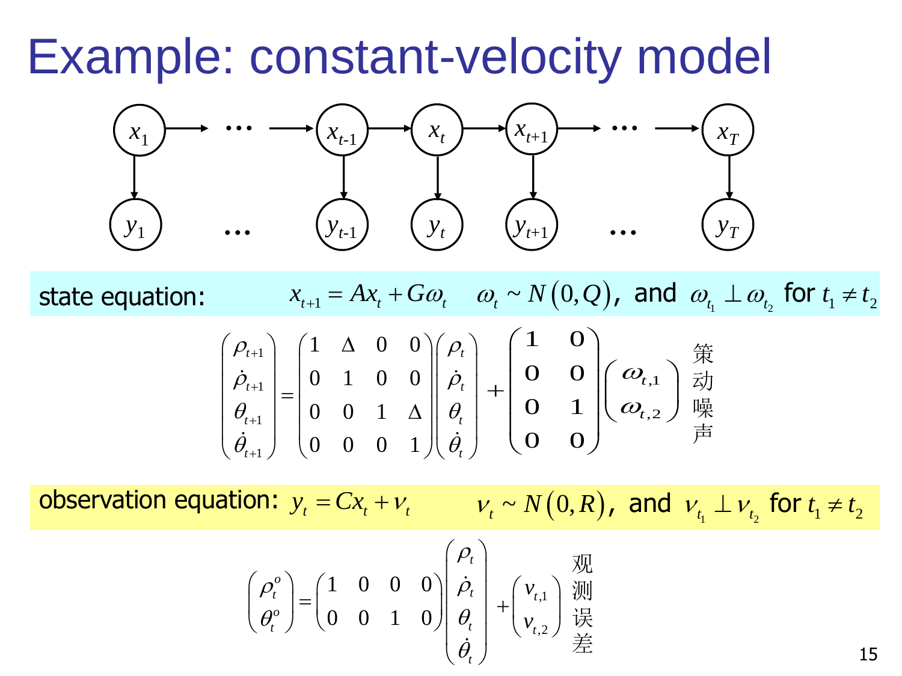# Example: constant-velocity model

$$x_1 \rightarrow \cdots \rightarrow x_{t-1} \rightarrow x_t \rightarrow x_{t+1} \rightarrow \cdots \rightarrow x_T$$

$$y_1 \quad \cdots \quad y_{t-1} \quad y_t \quad y_{t+1} \quad \cdots \quad y_T$$

state equation: $x_{t+1} = Ax_t + G\omega_t \quad \omega_t \sim N(0, Q)$, and $\omega_{t_1} \perp \omega_{t_2}$ for $t_1 \neq t_2$

$$\begin{pmatrix} \rho_{t+1} \\ \dot{\rho}_{t+1} \\ \theta_{t+1} \\ \dot{\theta}_{t+1} \end{pmatrix} = \begin{pmatrix} 1 & \Delta & 0 & 0 \\ 0 & 1 & 0 & 0 \\ 0 & 0 & 1 & \Delta \\ 0 & 0 & 0 & 1 \end{pmatrix} \begin{pmatrix} \rho_t \\ \dot{\rho}_t \\ \theta_t \\ \dot{\theta}_t \end{pmatrix} + \begin{pmatrix} 1 & 0 \\ 0 & 0 \\ 0 & 1 \\ 0 & 0 \end{pmatrix} \begin{pmatrix} \omega_{t,1} \\ \omega_{t,2} \end{pmatrix}$$

策动噪声

observation equation: $y_t = Cx_t + \nu_t \quad \nu_t \sim N(0, R)$, and $\nu_{t_1} \perp \nu_{t_2}$ for $t_1 \neq t_2$

$$\begin{pmatrix} \rho_t^o \\ \theta_t^o \end{pmatrix} = \begin{pmatrix} 1 & 0 & 0 & 0 \\ 0 & 0 & 1 & 0 \end{pmatrix} \begin{pmatrix} \rho_t \\ \dot{\rho}_t \\ \theta_t \\ \dot{\theta}_t \end{pmatrix} + \begin{pmatrix} \nu_{t,1} \\ \nu_{t,2} \end{pmatrix}$$

观测误差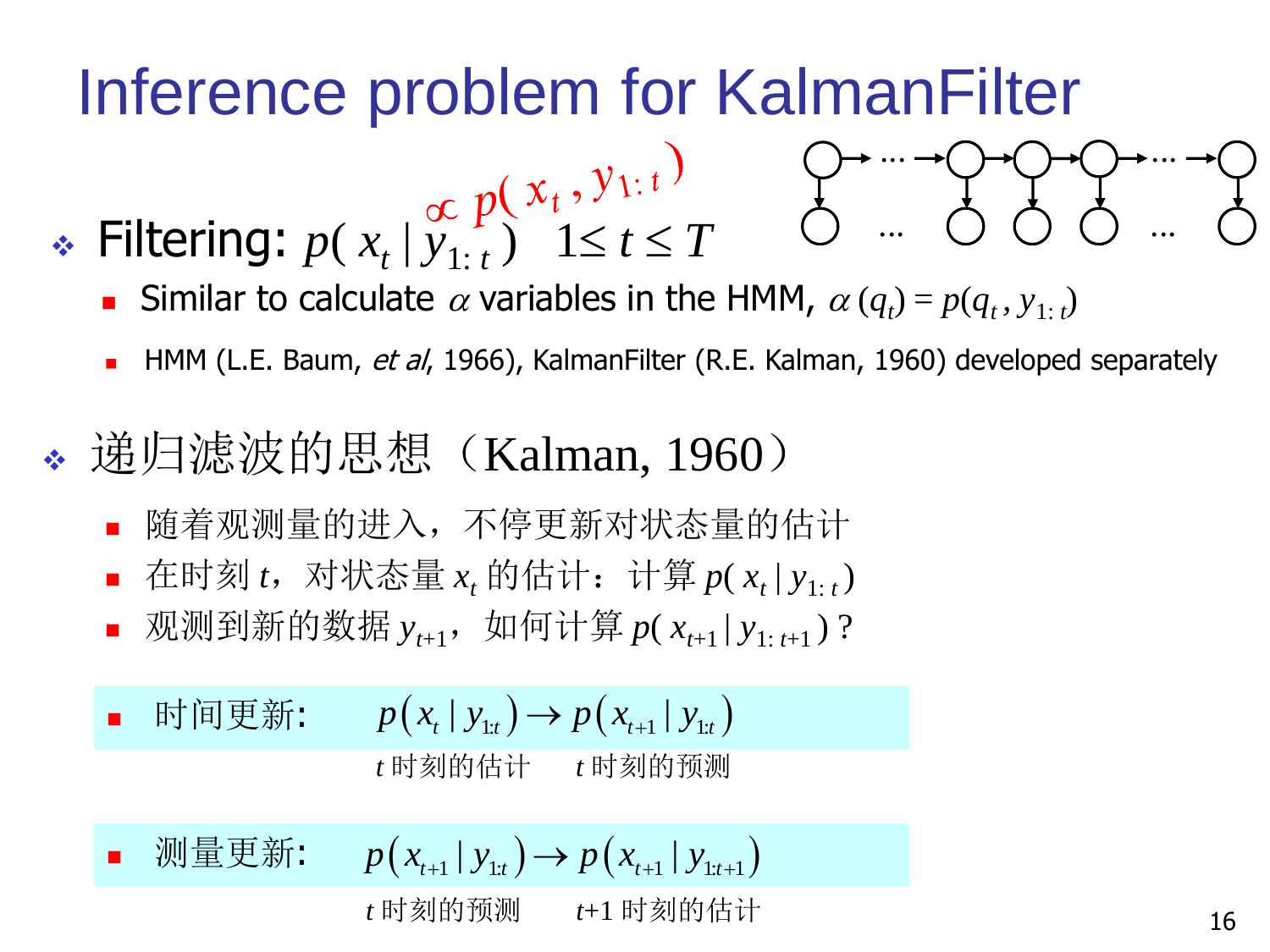# Inference problem for KalmanFilter

- Filtering: $p(x_t \mid y_{1:t}) \propto p(x_t, y_{1:t})$ $\quad 1 \le t \le T$
  - Similar to calculate $\alpha$ variables in the HMM, $\alpha(q_t) = p(q_t, y_{1:t})$
  - HMM (L.E. Baum, *et al*, 1966), KalmanFilter (R.E. Kalman, 1960) developed separately

- 递归滤波的思想（Kalman, 1960）
  - 随着观测量的进入，不停更新对状态量的估计
  - 在时刻 $t$，对状态量 $x_t$ 的估计：计算 $p(x_t \mid y_{1:t})$
  - 观测到新的数据 $y_{t+1}$，如何计算 $p(x_{t+1} \mid y_{1:t+1})$？

- 时间更新: $p(x_t \mid y_{1:t}) \rightarrow p(x_{t+1} \mid y_{1:t})$

  $t$ 时刻的估计 → $t$ 时刻的预测

- 测量更新: $p(x_{t+1} \mid y_{1:t}) \rightarrow p(x_{t+1} \mid y_{1:t+1})$

  $t$ 时刻的预测 → $t$+1 时刻的估计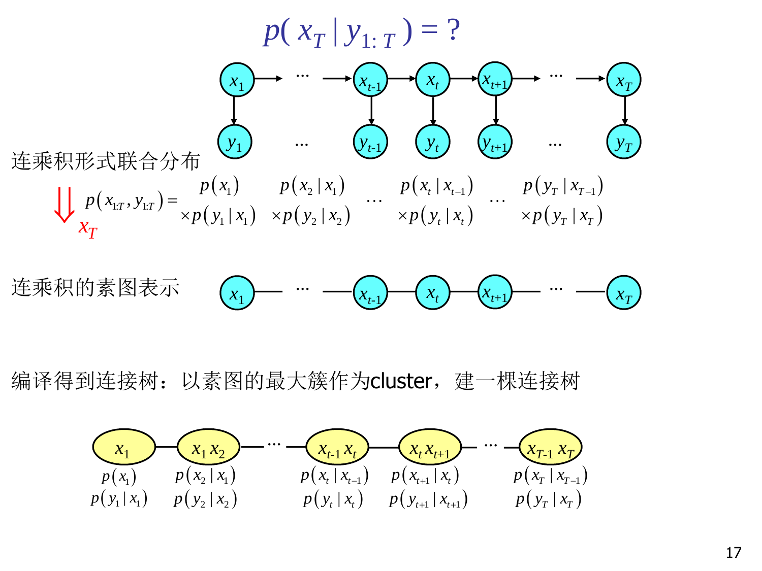# $p(x_T \mid y_{1:T}) = ?$

连乘积形式联合分布

$$p(x_{1:T}, y_{1:T}) = \begin{matrix} p(x_1) \\ \times p(y_1 \mid x_1) \end{matrix} \quad \begin{matrix} p(x_2 \mid x_1) \\ \times p(y_2 \mid x_2) \end{matrix} \quad \cdots \quad \begin{matrix} p(x_t \mid x_{t-1}) \\ \times p(y_t \mid x_t) \end{matrix} \quad \cdots \quad \begin{matrix} p(y_T \mid x_{T-1}) \\ \times p(y_T \mid x_T) \end{matrix}$$

$\Downarrow x_T$

连乘积的素图表示

$x_1$ — … — $x_{t-1}$ — $x_t$ — $x_{t+1}$ — … — $x_T$

编译得到连接树：以素图的最大簇作为cluster，建一棵连接树

| $x_1$ | $x_1 x_2$ | … | $x_{t-1} x_t$ | $x_t x_{t+1}$ | … | $x_{T-1} x_T$ |
|---|---|---|---|---|---|---|
| $p(x_1)$ | $p(x_2 \mid x_1)$ | | $p(x_t \mid x_{t-1})$ | $p(x_{t+1} \mid x_t)$ | | $p(x_T \mid x_{T-1})$ |
| $p(y_1 \mid x_1)$ | $p(y_2 \mid x_2)$ | | $p(y_t \mid x_t)$ | $p(y_{t+1} \mid x_{t+1})$ | | $p(y_T \mid x_T)$ |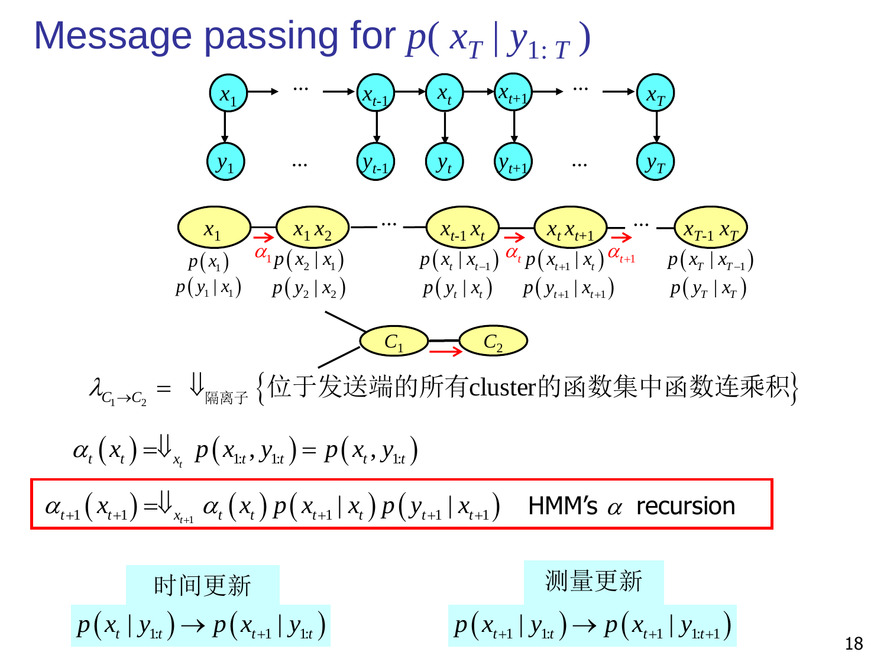# Message passing for $p(x_T \mid y_{1:T})$

$x_1 \rightarrow \cdots \rightarrow x_{t-1} \rightarrow x_t \rightarrow x_{t+1} \rightarrow \cdots \rightarrow x_T$

$y_1 \quad \cdots \quad y_{t-1} \quad y_t \quad y_{t+1} \quad \cdots \quad y_T$

Clusters: $x_1$ — $x_1 x_2$ — $\cdots$ — $x_{t-1} x_t$ — $x_t x_{t+1}$ — $\cdots$ — $x_{T-1} x_T$

- $x_1$: $p(x_1)$, $p(y_1 \mid x_1)$
- $x_1 x_2$: $\alpha_1$, $p(x_2 \mid x_1)$, $p(y_2 \mid x_2)$
- $x_{t-1} x_t$: $p(x_t \mid x_{t-1})$, $p(y_t \mid x_t)$
- $x_t x_{t+1}$: $\alpha_t$, $p(x_{t+1} \mid x_t)$, $p(y_{t+1} \mid x_{t+1})$, $\alpha_{t+1}$
- $x_{T-1} x_T$: $p(x_T \mid x_{T-1})$, $p(y_T \mid x_T)$

$C_1$ — $C_2$

$$\lambda_{C_1 \to C_2} = \Downarrow_{\text{隔离子}} \{\text{位于发送端的所有cluster的函数集中函数连乘积}\}$$

$$\alpha_t(x_t) = \Downarrow_{x_t} \; p(x_{1:t}, y_{1:t}) = p(x_t, y_{1:t})$$

$$\alpha_{t+1}(x_{t+1}) = \Downarrow_{x_{t+1}} \; \alpha_t(x_t)\, p(x_{t+1} \mid x_t)\, p(y_{t+1} \mid x_{t+1}) \quad \text{HMM's } \alpha \text{ recursion}$$

**时间更新**

$$p(x_t \mid y_{1:t}) \to p(x_{t+1} \mid y_{1:t})$$

**测量更新**

$$p(x_{t+1} \mid y_{1:t}) \to p(x_{t+1} \mid y_{1:t+1})$$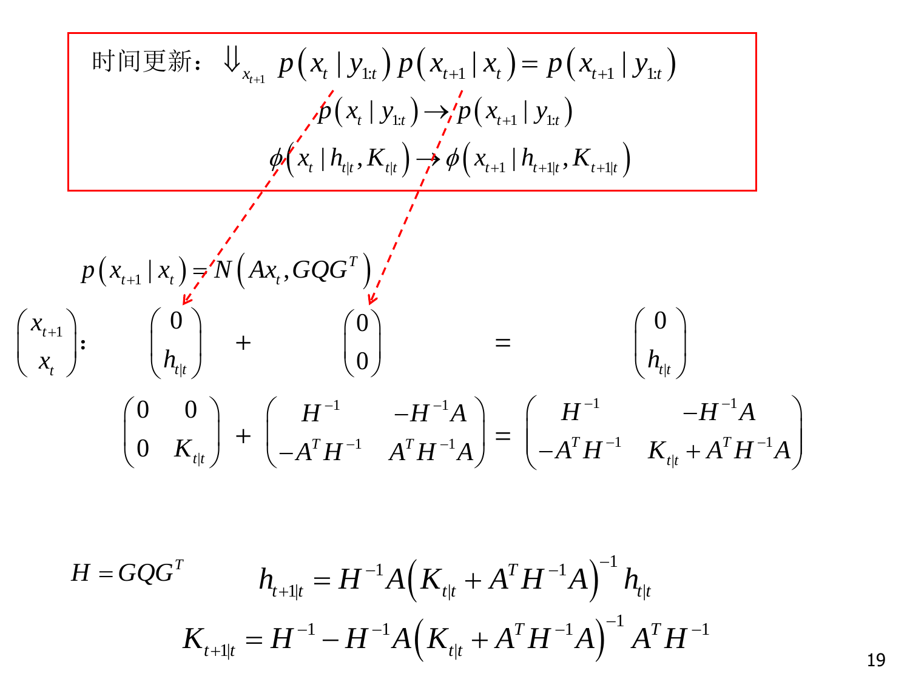时间更新：$\Downarrow_{x_{t+1}} \; p(x_t \mid y_{1:t})\, p(x_{t+1} \mid x_t) = p(x_{t+1} \mid y_{1:t})$

$$p(x_t \mid y_{1:t}) \rightarrow p(x_{t+1} \mid y_{1:t})$$

$$\phi(x_t \mid h_{t|t}, K_{t|t}) \rightarrow \phi(x_{t+1} \mid h_{t+1|t}, K_{t+1|t})$$

$$p(x_{t+1} \mid x_t) = N(Ax_t, GQG^T)$$

$$\begin{pmatrix} x_{t+1} \\ x_t \end{pmatrix}: \quad \begin{pmatrix} 0 \\ h_{t|t} \end{pmatrix} + \begin{pmatrix} 0 \\ 0 \end{pmatrix} = \begin{pmatrix} 0 \\ h_{t|t} \end{pmatrix}$$

$$\begin{pmatrix} 0 & 0 \\ 0 & K_{t|t} \end{pmatrix} + \begin{pmatrix} H^{-1} & -H^{-1}A \\ -A^T H^{-1} & A^T H^{-1} A \end{pmatrix} = \begin{pmatrix} H^{-1} & -H^{-1}A \\ -A^T H^{-1} & K_{t|t} + A^T H^{-1} A \end{pmatrix}$$

$$H = GQG^T \qquad h_{t+1|t} = H^{-1}A\left(K_{t|t} + A^T H^{-1} A\right)^{-1} h_{t|t}$$

$$K_{t+1|t} = H^{-1} - H^{-1}A\left(K_{t|t} + A^T H^{-1} A\right)^{-1} A^T H^{-1}$$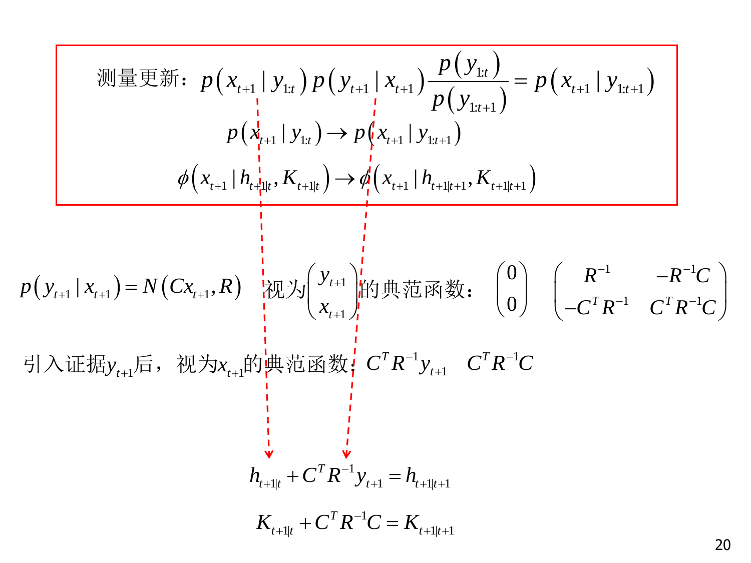测量更新：$p\left(x_{t+1} \mid y_{1:t}\right) p\left(y_{t+1} \mid x_{t+1}\right) \dfrac{p\left(y_{1:t}\right)}{p\left(y_{1:t+1}\right)} = p\left(x_{t+1} \mid y_{1:t+1}\right)$

$$p\left(x_{t+1} \mid y_{1:t}\right) \to p\left(x_{t+1} \mid y_{1:t+1}\right)$$

$$\phi\left(x_{t+1} \mid h_{t+1|t}, K_{t+1|t}\right) \to \phi\left(x_{t+1} \mid h_{t+1|t+1}, K_{t+1|t+1}\right)$$

$p\left(y_{t+1} \mid x_{t+1}\right) = N\left(Cx_{t+1}, R\right)$　视为$\begin{pmatrix} y_{t+1} \\ x_{t+1} \end{pmatrix}$的典范函数：$\begin{pmatrix} 0 \\ 0 \end{pmatrix}$　$\begin{pmatrix} R^{-1} & -R^{-1}C \\ -C^T R^{-1} & C^T R^{-1} C \end{pmatrix}$

引入证据$y_{t+1}$后，视为$x_{t+1}$的典范函数：$C^T R^{-1} y_{t+1}$　$C^T R^{-1} C$

$$h_{t+1|t} + C^T R^{-1} y_{t+1} = h_{t+1|t+1}$$

$$K_{t+1|t} + C^T R^{-1} C = K_{t+1|t+1}$$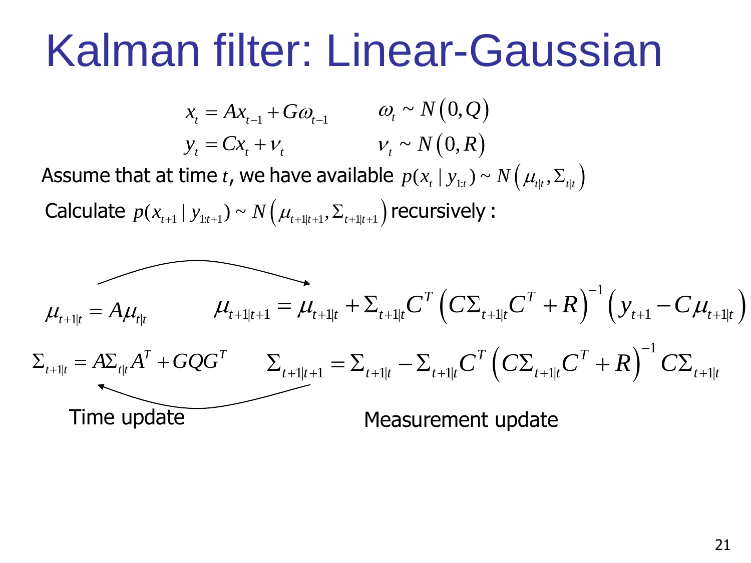# Kalman filter: Linear-Gaussian

$$x_t = Ax_{t-1} + G\omega_{t-1} \qquad \omega_t \sim N(0, Q)$$

$$y_t = Cx_t + \nu_t \qquad \nu_t \sim N(0, R)$$

Assume that at time $t$, we have available $p(x_t \mid y_{1:t}) \sim N(\mu_{t|t}, \Sigma_{t|t})$

Calculate $p(x_{t+1} \mid y_{1:t+1}) \sim N(\mu_{t+1|t+1}, \Sigma_{t+1|t+1})$ recursively :

$$\mu_{t+1|t} = A\mu_{t|t} \qquad \mu_{t+1|t+1} = \mu_{t+1|t} + \Sigma_{t+1|t}C^T \left(C\Sigma_{t+1|t}C^T + R\right)^{-1} \left(y_{t+1} - C\mu_{t+1|t}\right)$$

$$\Sigma_{t+1|t} = A\Sigma_{t|t}A^T + GQG^T \qquad \Sigma_{t+1|t+1} = \Sigma_{t+1|t} - \Sigma_{t+1|t}C^T \left(C\Sigma_{t+1|t}C^T + R\right)^{-1} C\Sigma_{t+1|t}$$

Time update

Measurement update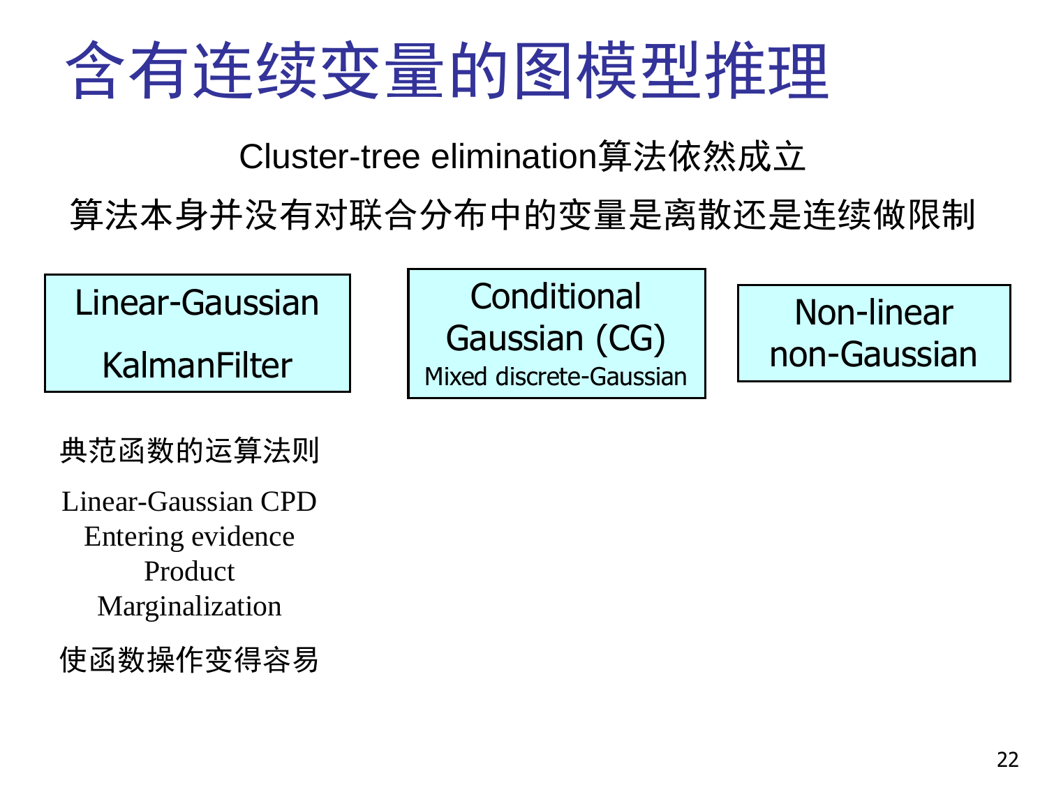# 含有连续变量的图模型推理

Cluster-tree elimination算法依然成立

算法本身并没有对联合分布中的变量是离散还是连续做限制

**Linear-Gaussian**
**KalmanFilter**

**Conditional Gaussian (CG)**
Mixed discrete-Gaussian

**Non-linear non-Gaussian**

典范函数的运算法则

Linear-Gaussian CPD
Entering evidence
Product
Marginalization

使函数操作变得容易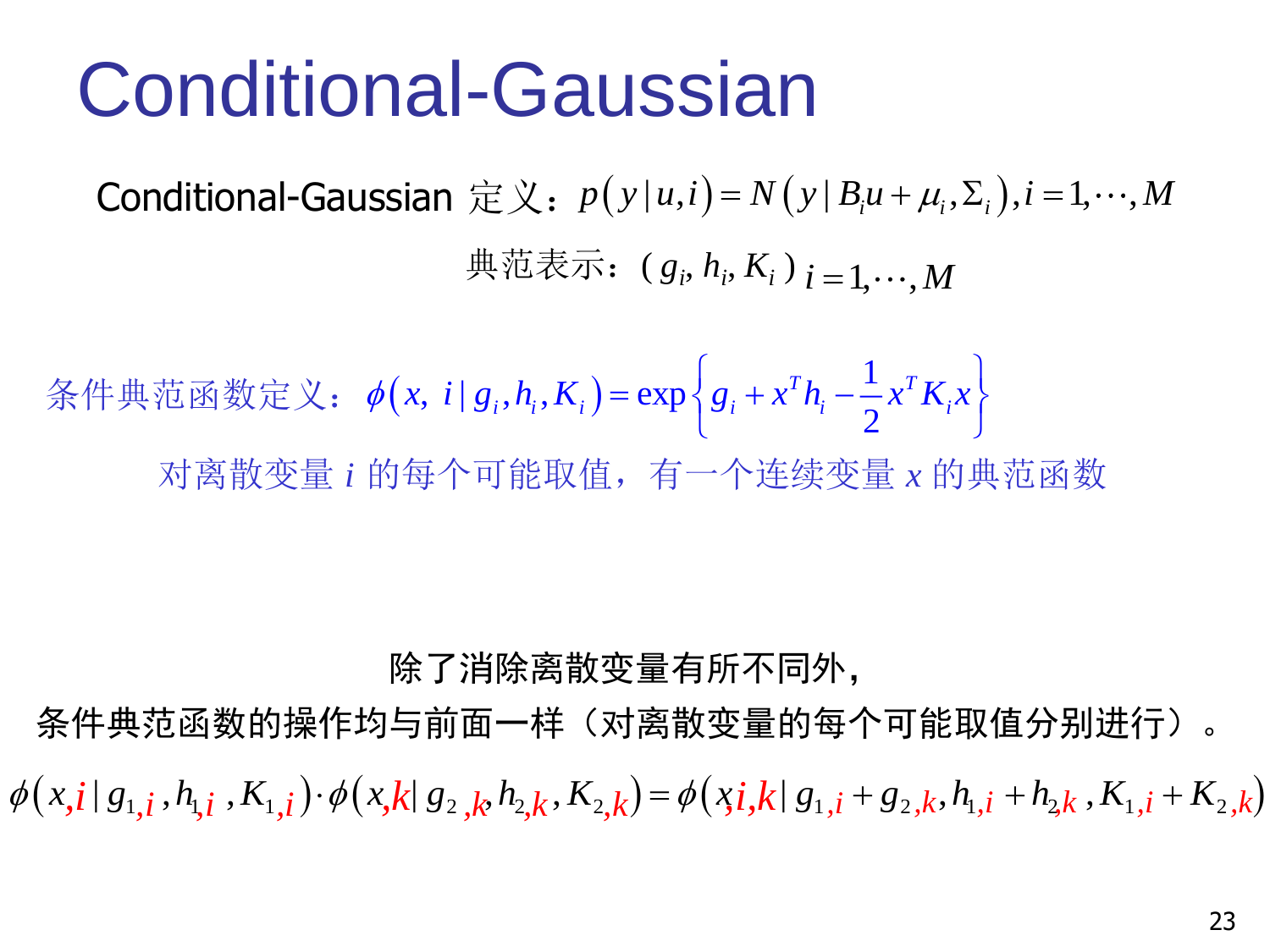# Conditional-Gaussian

Conditional-Gaussian 定义：$p(y|u,i) = N(y|B_i u + \mu_i, \Sigma_i), i = 1,\cdots,M$

典范表示：$(g_i, h_i, K_i)\ i = 1,\cdots,M$

条件典范函数定义：$\phi(x,\ i\,|\,g_i,h_i,K_i) = \exp\left\{g_i + x^T h_i - \frac{1}{2}x^T K_i x\right\}$

对离散变量 $i$ 的每个可能取值，有一个连续变量 $x$ 的典范函数

除了消除离散变量有所不同外，

条件典范函数的操作均与前面一样（对离散变量的每个可能取值分别进行）。

$$\phi(x,i\,|\,g_{1,i}, h_{1,i}, K_{1,i}) \cdot \phi(x,k\,|\,g_{2,k}, h_{2,k}, K_{2,k}) = \phi(x,i,k\,|\,g_{1,i}+g_{2,k}, h_{1,i}+h_{2,k}, K_{1,i}+K_{2,k})$$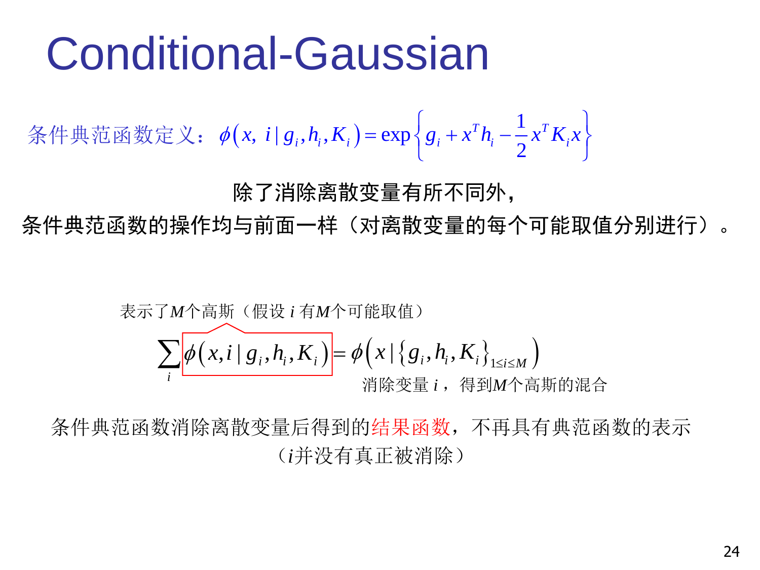# Conditional-Gaussian

条件典范函数定义：$\phi\left(x,\ i \mid g_i, h_i, K_i\right) = \exp\left\{g_i + x^T h_i - \frac{1}{2} x^T K_i x\right\}$

除了消除离散变量有所不同外，

条件典范函数的操作均与前面一样（对离散变量的每个可能取值分别进行）。

表示了$M$个高斯（假设 $i$ 有$M$个可能取值）

$$\sum_i \phi\left(x, i \mid g_i, h_i, K_i\right) = \phi\left(x \mid \{g_i, h_i, K_i\}_{1 \le i \le M}\right)$$

消除变量 $i$，得到$M$个高斯的混合

条件典范函数消除离散变量后得到的结果函数，不再具有典范函数的表示

（$i$并没有真正被消除）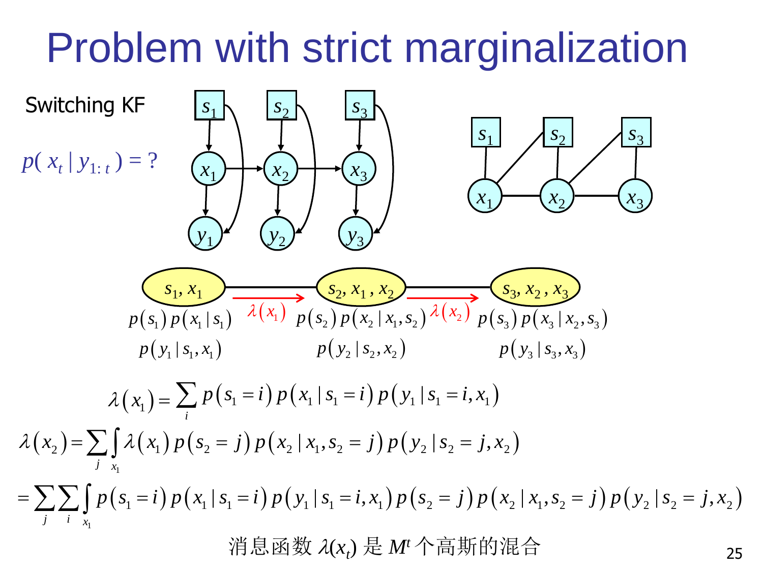# Problem with strict marginalization

Switching KF

$p(x_t \mid y_{1:t}) = ?$

$s_1, x_1$ —— $s_2, x_1, x_2$ —— $s_3, x_2, x_3$

$p(s_1)\, p(x_1 \mid s_1)\, p(y_1 \mid s_1, x_1)$ $\xrightarrow{\lambda(x_1)}$ $p(s_2)\, p(x_2 \mid x_1, s_2)\, p(y_2 \mid s_2, x_2)$ $\xrightarrow{\lambda(x_2)}$ $p(s_3)\, p(x_3 \mid x_2, s_3)\, p(y_3 \mid s_3, x_3)$

$$\lambda(x_1) = \sum_i p(s_1 = i)\, p(x_1 \mid s_1 = i)\, p(y_1 \mid s_1 = i, x_1)$$

$$\lambda(x_2) = \sum_j \int_{x_1} \lambda(x_1)\, p(s_2 = j)\, p(x_2 \mid x_1, s_2 = j)\, p(y_2 \mid s_2 = j, x_2)$$

$$= \sum_j \sum_i \int_{x_1} p(s_1 = i)\, p(x_1 \mid s_1 = i)\, p(y_1 \mid s_1 = i, x_1)\, p(s_2 = j)\, p(x_2 \mid x_1, s_2 = j)\, p(y_2 \mid s_2 = j, x_2)$$

消息函数 $\lambda(x_t)$ 是 $M^t$ 个高斯的混合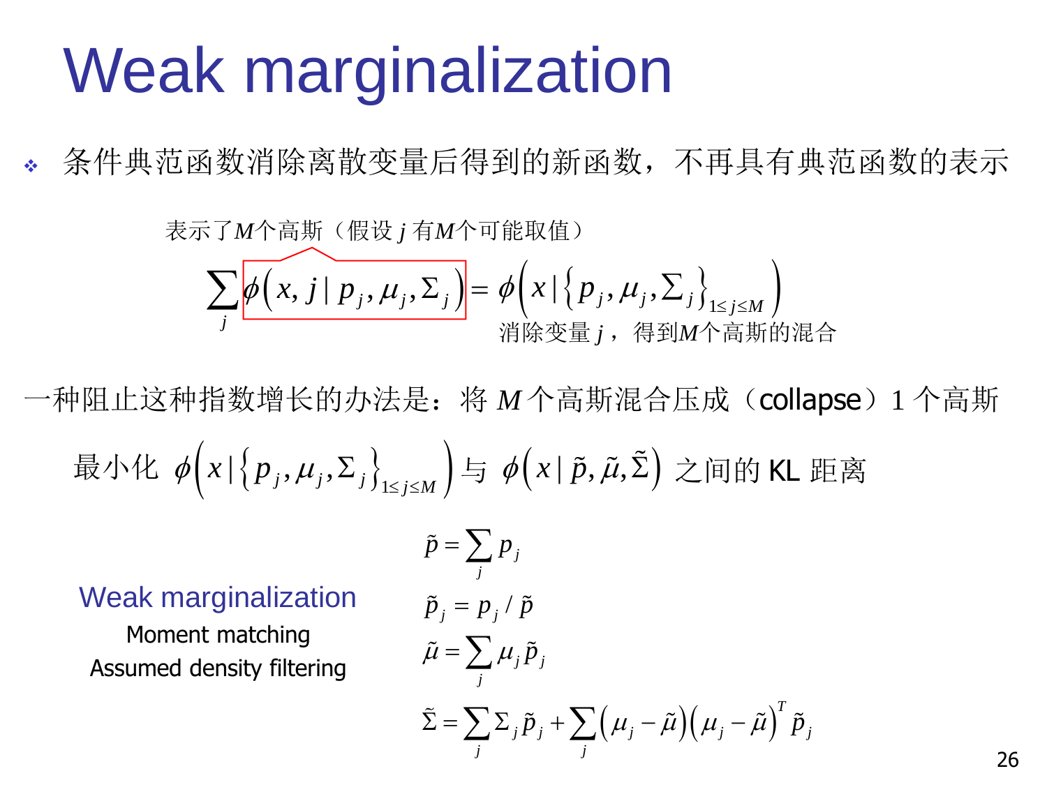# Weak marginalization

- 条件典范函数消除离散变量后得到的新函数，不再具有典范函数的表示

表示了$M$个高斯（假设 $j$ 有$M$个可能取值）

$$\sum_j \phi\left(x, j \mid p_j, \mu_j, \Sigma_j\right) = \phi\left(x \mid \left\{p_j, \mu_j, \Sigma_j\right\}_{1 \le j \le M}\right)$$

消除变量 $j$，得到$M$个高斯的混合

一种阻止这种指数增长的办法是：将 $M$ 个高斯混合压成（collapse）1 个高斯

最小化 $\phi\left(x \mid \left\{p_j, \mu_j, \Sigma_j\right\}_{1 \le j \le M}\right)$ 与 $\phi\left(x \mid \tilde{p}, \tilde{\mu}, \tilde{\Sigma}\right)$ 之间的 KL 距离

**Weak marginalization**

Moment matching

Assumed density filtering

$$\tilde{p} = \sum_j p_j$$

$$\tilde{p}_j = p_j / \tilde{p}$$

$$\tilde{\mu} = \sum_j \mu_j \tilde{p}_j$$

$$\tilde{\Sigma} = \sum_j \Sigma_j \tilde{p}_j + \sum_j \left(\mu_j - \tilde{\mu}\right)\left(\mu_j - \tilde{\mu}\right)^T \tilde{p}_j$$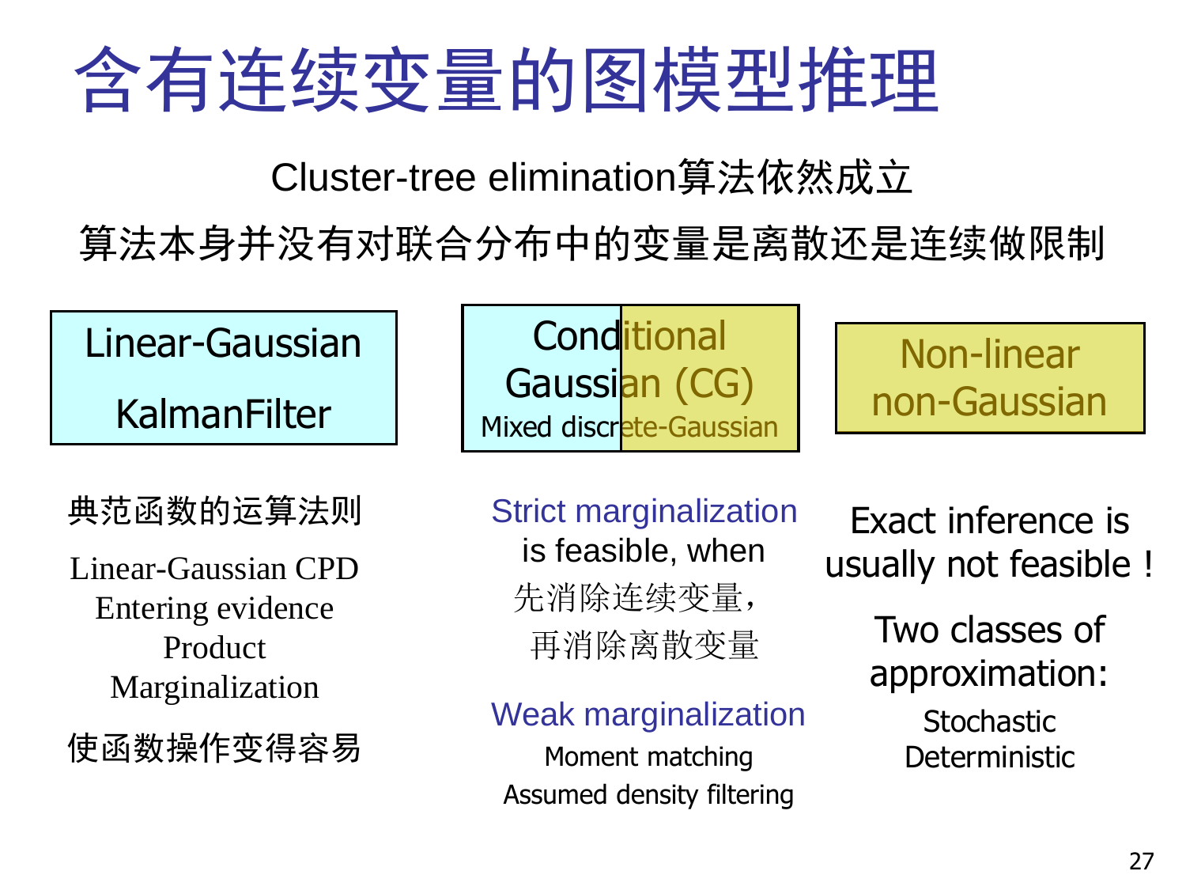# 含有连续变量的图模型推理

Cluster-tree elimination算法依然成立

算法本身并没有对联合分布中的变量是离散还是连续做限制

| Linear-Gaussian KalmanFilter | Conditional Gaussian (CG) Mixed discrete-Gaussian | Non-linear non-Gaussian |
|---|---|---|
| 典范函数的运算法则 | Strict marginalization is feasible, when 先消除连续变量，再消除离散变量 | Exact inference is usually not feasible ! |
| Linear-Gaussian CPD<br>Entering evidence<br>Product<br>Marginalization | Weak marginalization<br>Moment matching<br>Assumed density filtering | Two classes of approximation:<br>Stochastic<br>Deterministic |
| 使函数操作变得容易 | | |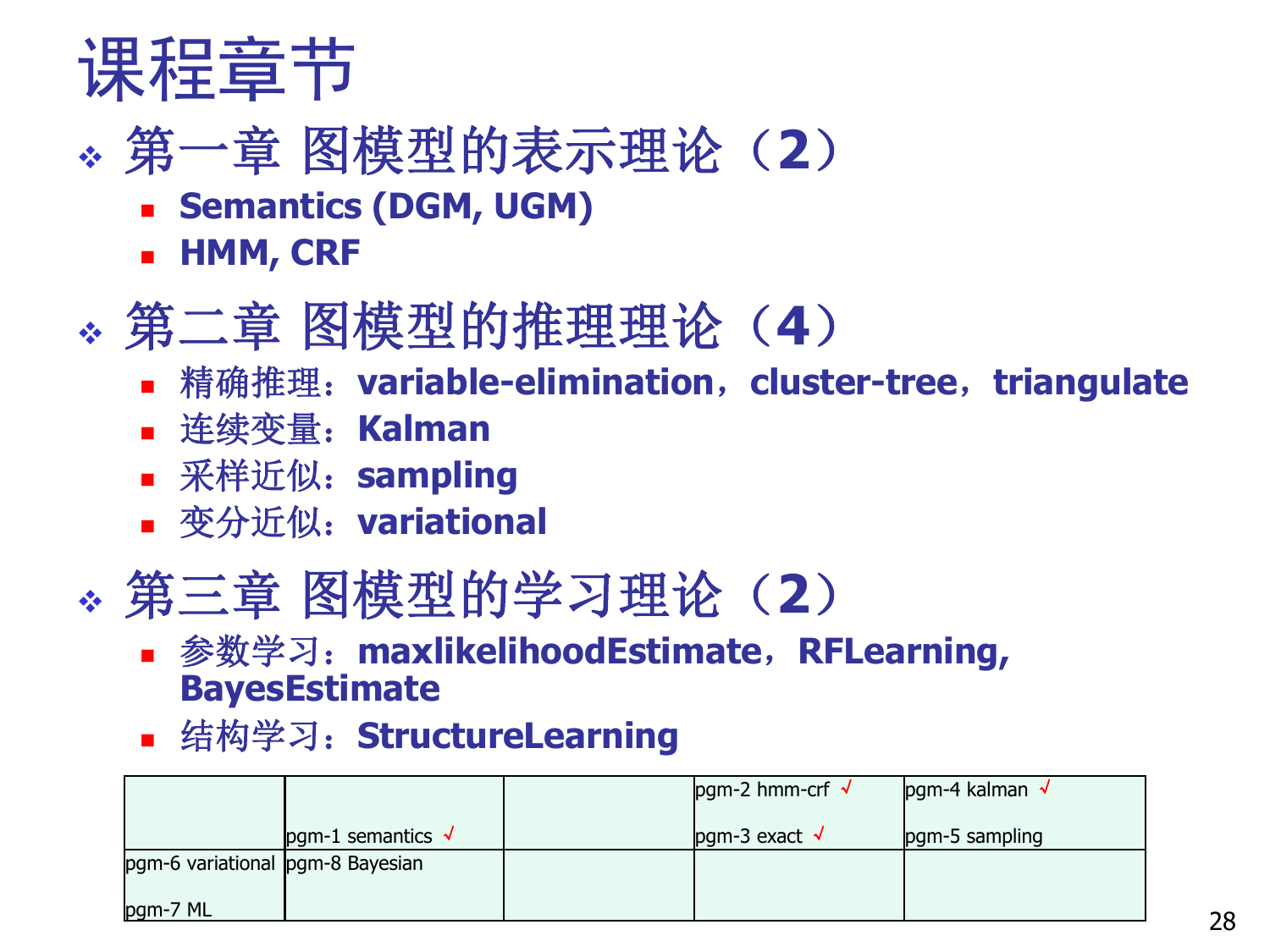# 课程章节

- 第一章 图模型的表示理论（2）
  - **Semantics (DGM, UGM)**
  - **HMM, CRF**
- 第二章 图模型的推理理论（4）
  - 精确推理：**variable-elimination**，**cluster-tree**，**triangulate**
  - 连续变量：**Kalman**
  - 采样近似：**sampling**
  - 变分近似：**variational**
- 第三章 图模型的学习理论（2）
  - 参数学习：**maxlikelihoodEstimate**，**RFLearning, BayesEstimate**
  - 结构学习：**StructureLearning**

| | | | | |
|---|---|---|---|---|
| | pgm-1 semantics √ | | pgm-2 hmm-crf √<br>pgm-3 exact √ | pgm-4 kalman √<br>pgm-5 sampling |
| pgm-6 variational<br>pgm-7 ML | pgm-8 Bayesian | | | |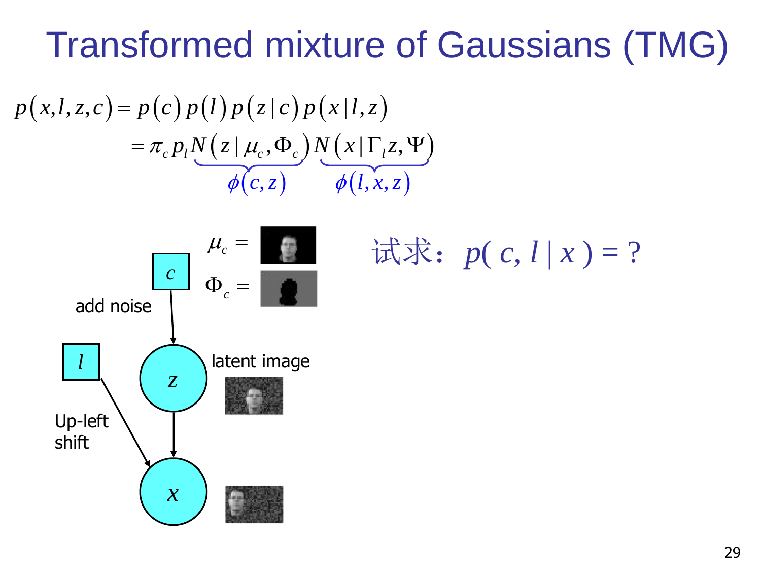# Transformed mixture of Gaussians (TMG)

$$p(x,l,z,c) = p(c)\,p(l)\,p(z\,|\,c)\,p(x\,|\,l,z)$$

$$= \pi_c\, p_l \underbrace{N(z\,|\,\mu_c,\Phi_c)}_{\phi(c,z)} \underbrace{N(x\,|\,\Gamma_l z,\Psi)}_{\phi(l,x,z)}$$

$\mu_c =$

$\Phi_c =$

add noise

latent image

Up-left shift

试求： $p(\, c,\, l\,|\, x\,) = ?$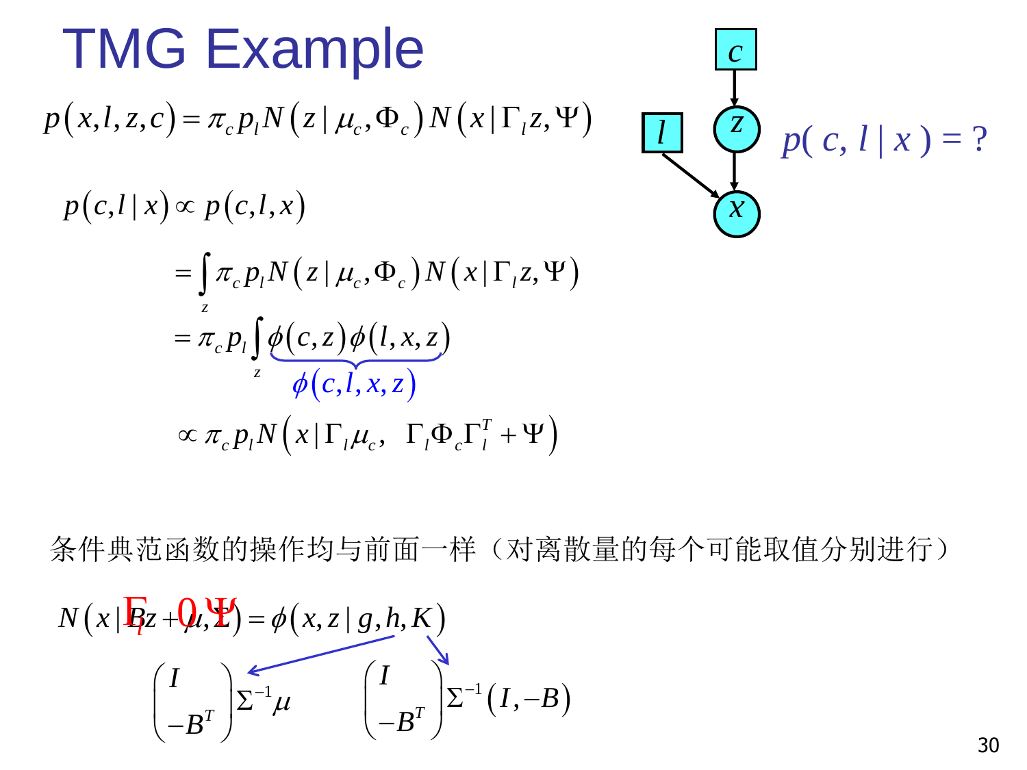# TMG Example

$$p(x,l,z,c) = \pi_c p_l N(z \mid \mu_c, \Phi_c) N(x \mid \Gamma_l z, \Psi)$$

$p(c, l \mid x) = ?$

$$p(c,l \mid x) \propto p(c,l,x)$$

$$= \int_z \pi_c p_l N(z \mid \mu_c, \Phi_c) N(x \mid \Gamma_l z, \Psi)$$

$$= \pi_c p_l \int_z \underbrace{\phi(c,z)\phi(l,x,z)}_{\phi(c,l,x,z)}$$

$$\propto \pi_c p_l N\left(x \mid \Gamma_l \mu_c,\ \Gamma_l \Phi_c \Gamma_l^T + \Psi\right)$$

条件典范函数的操作均与前面一样（对离散量的每个可能取值分别进行）

$$N(x \mid Bz + \mu, \Sigma) = \phi(x, z \mid g, h, K)$$

(Red overlay: $B \to \Gamma_l$, $\mu \to 0$, $\Sigma \to \Psi$)

$$h = \begin{pmatrix} I \\ -B^T \end{pmatrix} \Sigma^{-1} \mu \qquad K = \begin{pmatrix} I \\ -B^T \end{pmatrix} \Sigma^{-1} (I, -B)$$